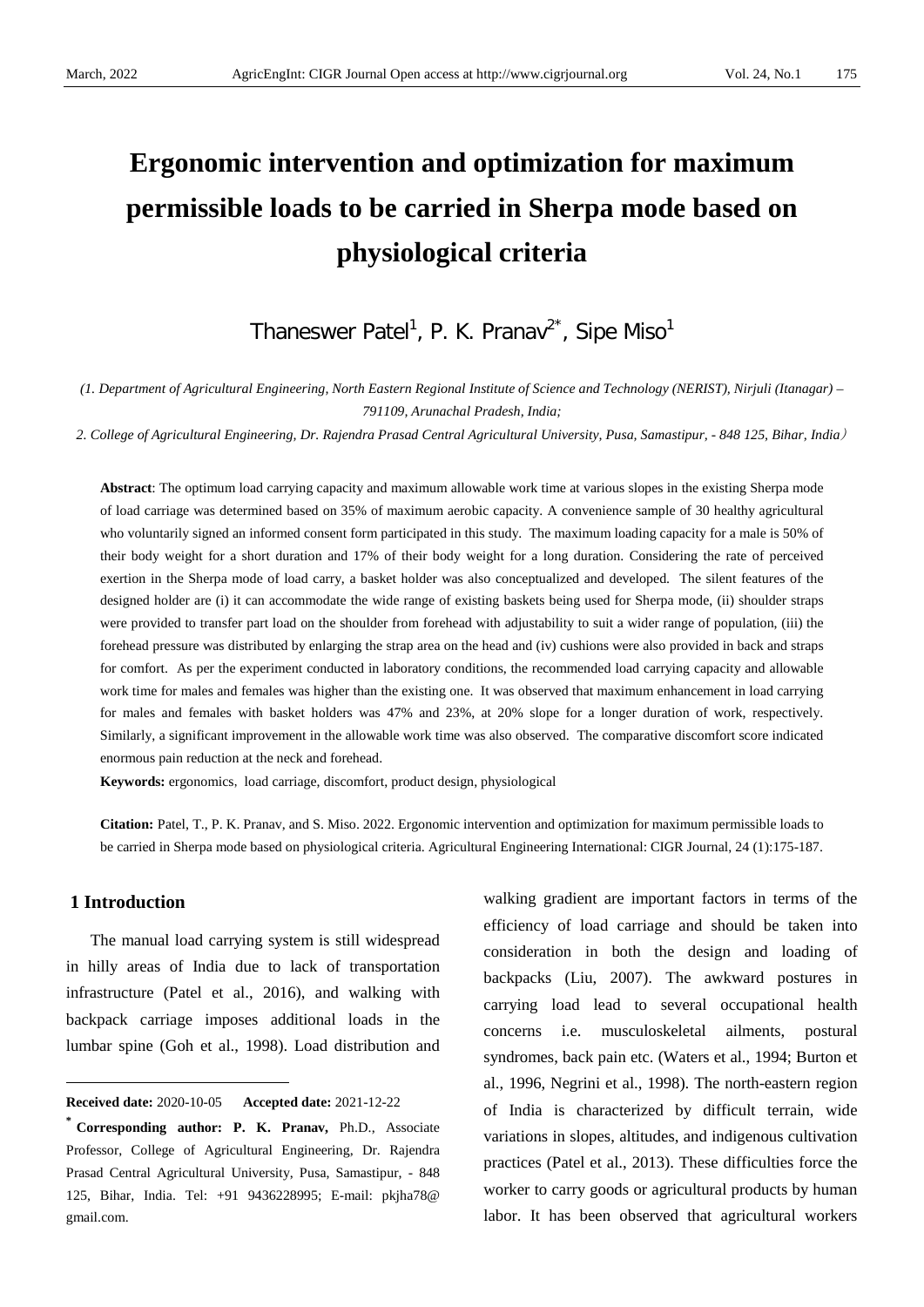# Ergonomic intervention and optimization for maximum permissible loads to be carried in Sherpa mode based on physiological criteria

Thaneswer Patel[1], P. K. Pranav[2*], Sipe Miso[1]

*(1. Department of Agricultural Engineering, North Eastern Regional Institute of Science and Technology (NERIST), Nirjuli (Itanagar) – 791109, Arunachal Pradesh, India;*

*2. College of Agricultural Engineering, Dr. Rajendra Prasad Central Agricultural University, Pusa, Samastipur, - 848 125, Bihar, India）*

**Abstract**: The optimum load carrying capacity and maximum allowable work time at various slopes in the existing Sherpa mode of load carriage was determined based on 35% of maximum aerobic capacity. A convenience sample of 30 healthy agricultural who voluntarily signed an informed consent form participated in this study. The maximum loading capacity for a male is 50% of their body weight for a short duration and 17% of their body weight for a long duration. Considering the rate of perceived exertion in the Sherpa mode of load carry, a basket holder was also conceptualized and developed. The silent features of the designed holder are (i) it can accommodate the wide range of existing baskets being used for Sherpa mode, (ii) shoulder straps were provided to transfer part load on the shoulder from forehead with adjustability to suit a wider range of population, (iii) the forehead pressure was distributed by enlarging the strap area on the head and (iv) cushions were also provided in back and straps for comfort. As per the experiment conducted in laboratory conditions, the recommended load carrying capacity and allowable work time for males and females was higher than the existing one. It was observed that maximum enhancement in load carrying for males and females with basket holders was 47% and 23%, at 20% slope for a longer duration of work, respectively. Similarly, a significant improvement in the allowable work time was also observed. The comparative discomfort score indicated enormous pain reduction at the neck and forehead.

**Keywords:** ergonomics, load carriage, discomfort, product design, physiological

**Citation:** Patel, T., P. K. Pranav, and S. Miso. 2022. Ergonomic intervention and optimization for maximum permissible loads to be carried in Sherpa mode based on physiological criteria. Agricultural Engineering International: CIGR Journal, 24 (1):175-187.

## 1 Introduction

The manual load carrying system is still widespread in hilly areas of India due to lack of transportation infrastructure (Patel et al., 2016), and walking with backpack carriage imposes additional loads in the lumbar spine (Goh et al., 1998). Load distribution and walking gradient are important factors in terms of the efficiency of load carriage and should be taken into consideration in both the design and loading of backpacks (Liu, 2007). The awkward postures in carrying load lead to several occupational health concerns i.e. musculoskeletal ailments, postural syndromes, back pain etc. (Waters et al., 1994; Burton et al., 1996, Negrini et al., 1998). The north-eastern region of India is characterized by difficult terrain, wide variations in slopes, altitudes, and indigenous cultivation practices (Patel et al., 2013). These difficulties force the worker to carry goods or agricultural products by human labor. It has been observed that agricultural workers

---

**Received date:** 2020-10-05 **Accepted date:** 2021-12-22

[*] **Corresponding author: P. K. Pranav,** Ph.D., Associate Professor, College of Agricultural Engineering, Dr. Rajendra Prasad Central Agricultural University, Pusa, Samastipur, - 848 125, Bihar, India. Tel: +91 9436228995; E-mail: pkjha78@gmail.com.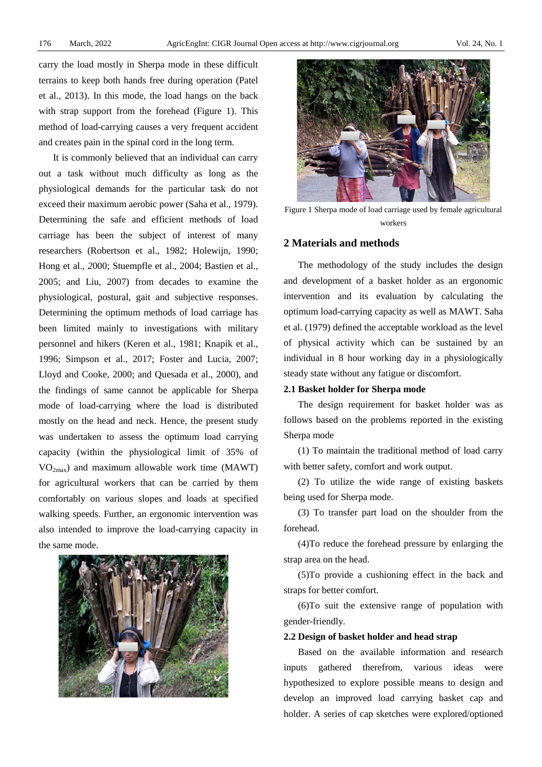carry the load mostly in Sherpa mode in these difficult terrains to keep both hands free during operation (Patel et al., 2013). In this mode, the load hangs on the back with strap support from the forehead (Figure 1). This method of load-carrying causes a very frequent accident and creates pain in the spinal cord in the long term.

It is commonly believed that an individual can carry out a task without much difficulty as long as the physiological demands for the particular task do not exceed their maximum aerobic power (Saha et al., 1979). Determining the safe and efficient methods of load carriage has been the subject of interest of many researchers (Robertson et al., 1982; Holewijn, 1990; Hong et al., 2000; Stuempfle et al., 2004; Bastien et al., 2005; and Liu, 2007) from decades to examine the physiological, postural, gait and subjective responses. Determining the optimum methods of load carriage has been limited mainly to investigations with military personnel and hikers (Keren et al., 1981; Knapik et al., 1996; Simpson et al., 2017; Foster and Lucia, 2007; Lloyd and Cooke, 2000; and Quesada et al., 2000), and the findings of same cannot be applicable for Sherpa mode of load-carrying where the load is distributed mostly on the head and neck. Hence, the present study was undertaken to assess the optimum load carrying capacity (within the physiological limit of 35% of $VO_{2max}$) and maximum allowable work time (MAWT) for agricultural workers that can be carried by them comfortably on various slopes and loads at specified walking speeds. Further, an ergonomic intervention was also intended to improve the load-carrying capacity in the same mode.

Figure 1 Sherpa mode of load carriage used by female agricultural workers

## 2 Materials and methods

The methodology of the study includes the design and development of a basket holder as an ergonomic intervention and its evaluation by calculating the optimum load-carrying capacity as well as MAWT. Saha et al. (1979) defined the acceptable workload as the level of physical activity which can be sustained by an individual in 8 hour working day in a physiologically steady state without any fatigue or discomfort.

### 2.1 Basket holder for Sherpa mode

The design requirement for basket holder was as follows based on the problems reported in the existing Sherpa mode

(1) To maintain the traditional method of load carry with better safety, comfort and work output.

(2) To utilize the wide range of existing baskets being used for Sherpa mode.

(3) To transfer part load on the shoulder from the forehead.

(4)To reduce the forehead pressure by enlarging the strap area on the head.

(5)To provide a cushioning effect in the back and straps for better comfort.

(6)To suit the extensive range of population with gender-friendly.

### 2.2 Design of basket holder and head strap

Based on the available information and research inputs gathered therefrom, various ideas were hypothesized to explore possible means to design and develop an improved load carrying basket cap and holder. A series of cap sketches were explored/optioned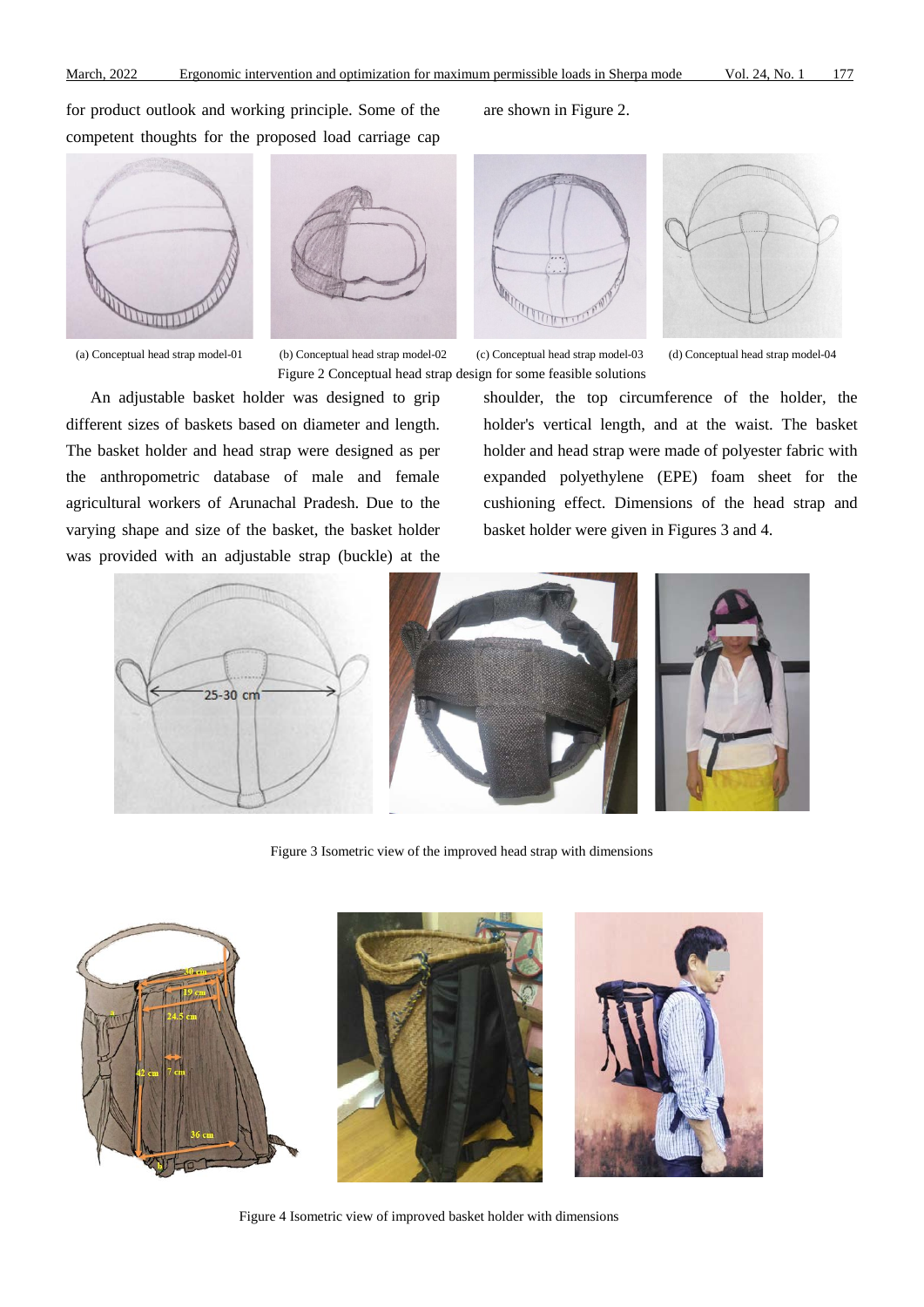for product outlook and working principle. Some of the competent thoughts for the proposed load carriage cap are shown in Figure 2.

(a) Conceptual head strap model-01

(b) Conceptual head strap model-02

(c) Conceptual head strap model-03

(d) Conceptual head strap model-04

Figure 2 Conceptual head strap design for some feasible solutions

An adjustable basket holder was designed to grip different sizes of baskets based on diameter and length. The basket holder and head strap were designed as per the anthropometric database of male and female agricultural workers of Arunachal Pradesh. Due to the varying shape and size of the basket, the basket holder was provided with an adjustable strap (buckle) at the shoulder, the top circumference of the holder, the holder's vertical length, and at the waist. The basket holder and head strap were made of polyester fabric with expanded polyethylene (EPE) foam sheet for the cushioning effect. Dimensions of the head strap and basket holder were given in Figures 3 and 4.

Figure 3 Isometric view of the improved head strap with dimensions

Figure 4 Isometric view of improved basket holder with dimensions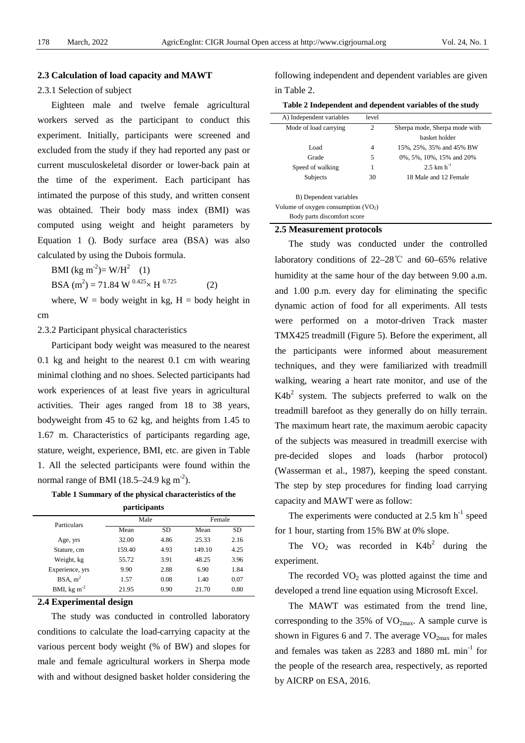### 2.3 Calculation of load capacity and MAWT

2.3.1 Selection of subject

Eighteen male and twelve female agricultural workers served as the participant to conduct this experiment. Initially, participants were screened and excluded from the study if they had reported any past or current musculoskeletal disorder or lower-back pain at the time of the experiment. Each participant has intimated the purpose of this study, and written consent was obtained. Their body mass index (BMI) was computed using weight and height parameters by Equation 1 (). Body surface area (BSA) was also calculated by using the Dubois formula.

$$\text{BMI (kg m}^{-2}) = W/H^2 \quad (1)$$

$$\text{BSA (m}^2) = 71.84\ W^{0.425} \times H^{0.725} \quad (2)$$

where, W = body weight in kg, H = body height in cm

2.3.2 Participant physical characteristics

Participant body weight was measured to the nearest 0.1 kg and height to the nearest 0.1 cm with wearing minimal clothing and no shoes. Selected participants had work experiences of at least five years in agricultural activities. Their ages ranged from 18 to 38 years, bodyweight from 45 to 62 kg, and heights from 1.45 to 1.67 m. Characteristics of participants regarding age, stature, weight, experience, BMI, etc. are given in Table 1. All the selected participants were found within the normal range of BMI (18.5–24.9 kg $m^{-2}$).

**Table 1 Summary of the physical characteristics of the participants**

| Particulars | Male | | Female | |
|---|---|---|---|---|
| | Mean | SD | Mean | SD |
| Age, yrs | 32.00 | 4.86 | 25.33 | 2.16 |
| Stature, cm | 159.40 | 4.93 | 149.10 | 4.25 |
| Weight, kg | 55.72 | 3.91 | 48.25 | 3.96 |
| Experience, yrs | 9.90 | 2.88 | 6.90 | 1.84 |
| BSA, $m^2$ | 1.57 | 0.08 | 1.40 | 0.07 |
| BMI, kg $m^{-2}$ | 21.95 | 0.90 | 21.70 | 0.80 |

### 2.4 Experimental design

The study was conducted in controlled laboratory conditions to calculate the load-carrying capacity at the various percent body weight (% of BW) and slopes for male and female agricultural workers in Sherpa mode with and without designed basket holder considering the following independent and dependent variables are given in Table 2.

**Table 2 Independent and dependent variables of the study**

| A) Independent variables | level | |
|---|---|---|
| Mode of load carrying | 2 | Sherpa mode, Sherpa mode with basket holder |
| Load | 4 | 15%, 25%, 35% and 45% BW |
| Grade | 5 | 0%, 5%, 10%, 15% and 20% |
| Speed of walking | 1 | 2.5 km $h^{-1}$ |
| Subjects | 30 | 18 Male and 12 Female |
| B) Dependent variables | | |
| Volume of oxygen consumption ($VO_2$) | | |
| Body parts discomfort score | | |

### 2.5 Measurement protocols

The study was conducted under the controlled laboratory conditions of 22–28℃ and 60–65% relative humidity at the same hour of the day between 9.00 a.m. and 1.00 p.m. every day for eliminating the specific dynamic action of food for all experiments. All tests were performed on a motor-driven Track master TMX425 treadmill (Figure 5). Before the experiment, all the participants were informed about measurement techniques, and they were familiarized with treadmill walking, wearing a heart rate monitor, and use of the $K4b^2$ system. The subjects preferred to walk on the treadmill barefoot as they generally do on hilly terrain. The maximum heart rate, the maximum aerobic capacity of the subjects was measured in treadmill exercise with pre-decided slopes and loads (harbor protocol) (Wasserman et al., 1987), keeping the speed constant. The step by step procedures for finding load carrying capacity and MAWT were as follow:

The experiments were conducted at 2.5 km $h^{-1}$ speed for 1 hour, starting from 15% BW at 0% slope.

The $VO_2$ was recorded in $K4b^2$ during the experiment.

The recorded $VO_2$ was plotted against the time and developed a trend line equation using Microsoft Excel.

The MAWT was estimated from the trend line, corresponding to the 35% of $VO_{2max}$. A sample curve is shown in Figures 6 and 7. The average $VO_{2max}$ for males and females was taken as 2283 and 1880 mL $min^{-1}$ for the people of the research area, respectively, as reported by AICRP on ESA, 2016.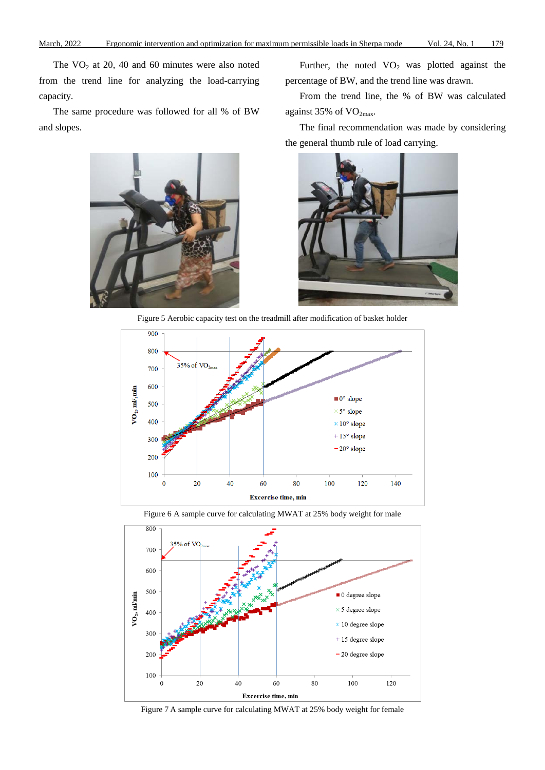The $VO_2$ at 20, 40 and 60 minutes were also noted from the trend line for analyzing the load-carrying capacity.

The same procedure was followed for all % of BW and slopes.

Further, the noted $VO_2$ was plotted against the percentage of BW, and the trend line was drawn.

From the trend line, the % of BW was calculated against 35% of $VO_{2max}$.

The final recommendation was made by considering the general thumb rule of load carrying.

Figure 5 Aerobic capacity test on the treadmill after modification of basket holder

Figure 6 A sample curve for calculating MWAT at 25% body weight for male

Figure 7 A sample curve for calculating MWAT at 25% body weight for female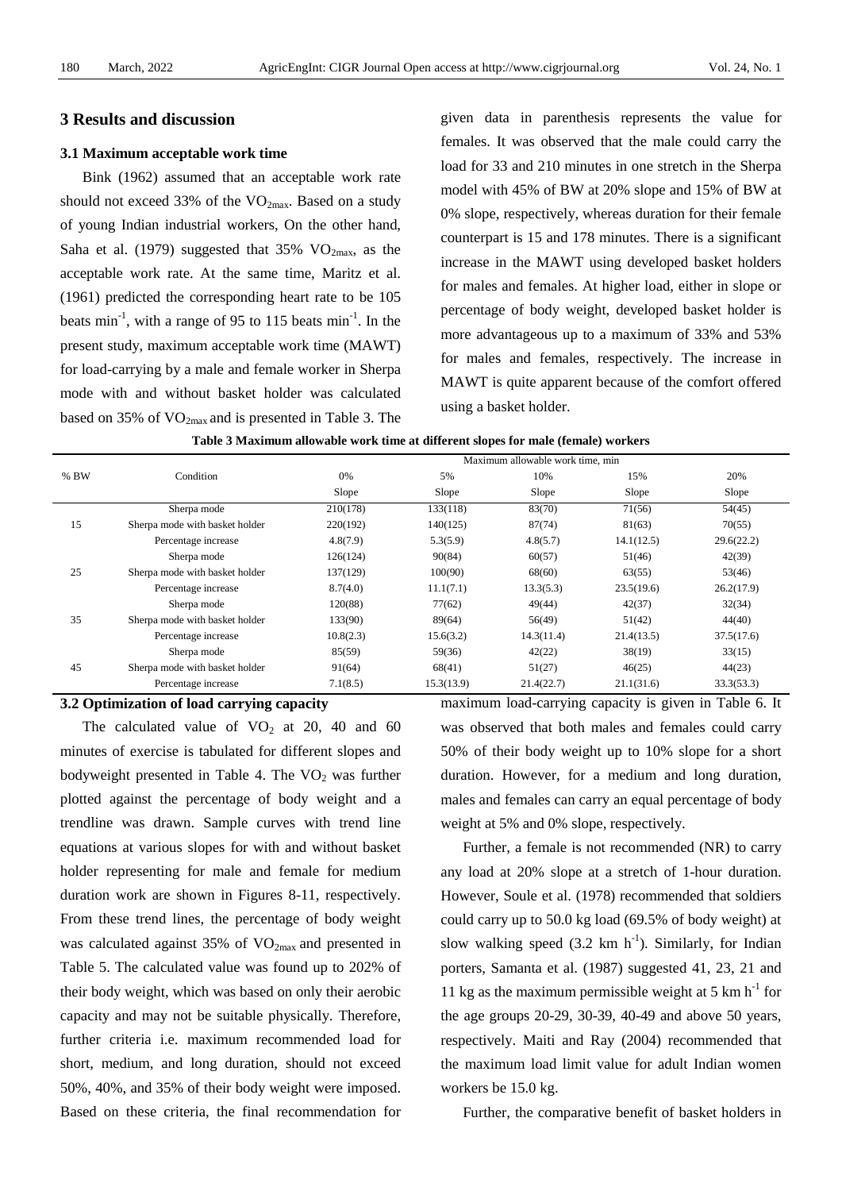## 3 Results and discussion

### 3.1 Maximum acceptable work time

Bink (1962) assumed that an acceptable work rate should not exceed 33% of the $VO_{2max}$. Based on a study of young Indian industrial workers, On the other hand, Saha et al. (1979) suggested that 35% $VO_{2max}$, as the acceptable work rate. At the same time, Maritz et al. (1961) predicted the corresponding heart rate to be 105 beats $min^{-1}$, with a range of 95 to 115 beats $min^{-1}$. In the present study, maximum acceptable work time (MAWT) for load-carrying by a male and female worker in Sherpa mode with and without basket holder was calculated based on 35% of $VO_{2max}$ and is presented in Table 3. The given data in parenthesis represents the value for females. It was observed that the male could carry the load for 33 and 210 minutes in one stretch in the Sherpa model with 45% of BW at 20% slope and 15% of BW at 0% slope, respectively, whereas duration for their female counterpart is 15 and 178 minutes. There is a significant increase in the MAWT using developed basket holders for males and females. At higher load, either in slope or percentage of body weight, developed basket holder is more advantageous up to a maximum of 33% and 53% for males and females, respectively. The increase in MAWT is quite apparent because of the comfort offered using a basket holder.

**Table 3 Maximum allowable work time at different slopes for male (female) workers**

| % BW | Condition | Maximum allowable work time, min | | | | |
|---|---|---|---|---|---|---|
| | | 0% Slope | 5% Slope | 10% Slope | 15% Slope | 20% Slope |
| 15 | Sherpa mode | 210(178) | 133(118) | 83(70) | 71(56) | 54(45) |
| | Sherpa mode with basket holder | 220(192) | 140(125) | 87(74) | 81(63) | 70(55) |
| | Percentage increase | 4.8(7.9) | 5.3(5.9) | 4.8(5.7) | 14.1(12.5) | 29.6(22.2) |
| 25 | Sherpa mode | 126(124) | 90(84) | 60(57) | 51(46) | 42(39) |
| | Sherpa mode with basket holder | 137(129) | 100(90) | 68(60) | 63(55) | 53(46) |
| | Percentage increase | 8.7(4.0) | 11.1(7.1) | 13.3(5.3) | 23.5(19.6) | 26.2(17.9) |
| 35 | Sherpa mode | 120(88) | 77(62) | 49(44) | 42(37) | 32(34) |
| | Sherpa mode with basket holder | 133(90) | 89(64) | 56(49) | 51(42) | 44(40) |
| | Percentage increase | 10.8(2.3) | 15.6(3.2) | 14.3(11.4) | 21.4(13.5) | 37.5(17.6) |
| 45 | Sherpa mode | 85(59) | 59(36) | 42(22) | 38(19) | 33(15) |
| | Sherpa mode with basket holder | 91(64) | 68(41) | 51(27) | 46(25) | 44(23) |
| | Percentage increase | 7.1(8.5) | 15.3(13.9) | 21.4(22.7) | 21.1(31.6) | 33.3(53.3) |

### 3.2 Optimization of load carrying capacity

The calculated value of $VO_2$ at 20, 40 and 60 minutes of exercise is tabulated for different slopes and bodyweight presented in Table 4. The $VO_2$ was further plotted against the percentage of body weight and a trendline was drawn. Sample curves with trend line equations at various slopes for with and without basket holder representing for male and female for medium duration work are shown in Figures 8-11, respectively. From these trend lines, the percentage of body weight was calculated against 35% of $VO_{2max}$ and presented in Table 5. The calculated value was found up to 202% of their body weight, which was based on only their aerobic capacity and may not be suitable physically. Therefore, further criteria i.e. maximum recommended load for short, medium, and long duration, should not exceed 50%, 40%, and 35% of their body weight were imposed. Based on these criteria, the final recommendation for maximum load-carrying capacity is given in Table 6. It was observed that both males and females could carry 50% of their body weight up to 10% slope for a short duration. However, for a medium and long duration, males and females can carry an equal percentage of body weight at 5% and 0% slope, respectively.

Further, a female is not recommended (NR) to carry any load at 20% slope at a stretch of 1-hour duration. However, Soule et al. (1978) recommended that soldiers could carry up to 50.0 kg load (69.5% of body weight) at slow walking speed (3.2 km $h^{-1}$). Similarly, for Indian porters, Samanta et al. (1987) suggested 41, 23, 21 and 11 kg as the maximum permissible weight at 5 km $h^{-1}$ for the age groups 20-29, 30-39, 40-49 and above 50 years, respectively. Maiti and Ray (2004) recommended that the maximum load limit value for adult Indian women workers be 15.0 kg.

Further, the comparative benefit of basket holders in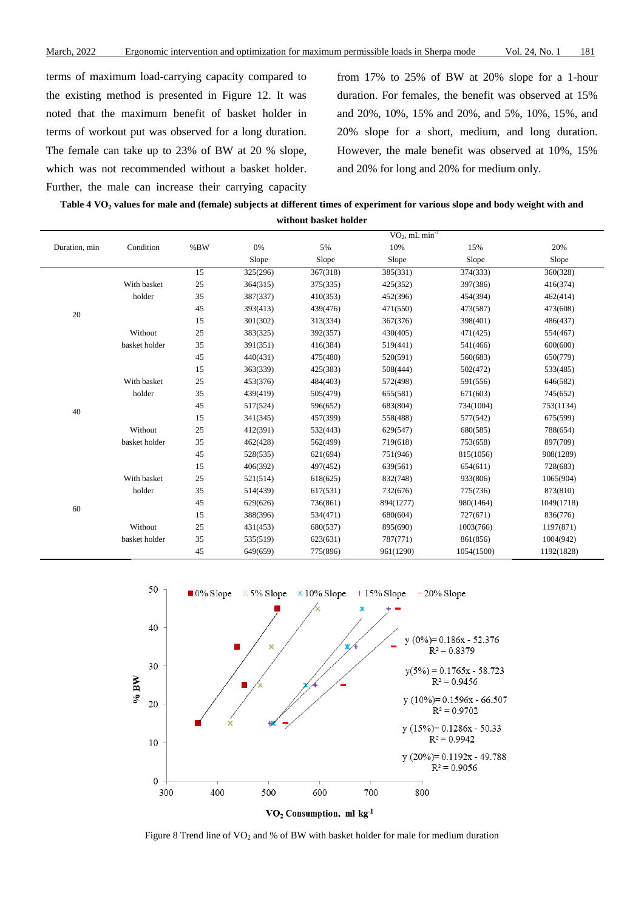terms of maximum load-carrying capacity compared to the existing method is presented in Figure 12. It was noted that the maximum benefit of basket holder in terms of workout put was observed for a long duration. The female can take up to 23% of BW at 20 % slope, which was not recommended without a basket holder. Further, the male can increase their carrying capacity from 17% to 25% of BW at 20% slope for a 1-hour duration. For females, the benefit was observed at 15% and 20%, 10%, 15% and 20%, and 5%, 10%, 15%, and 20% slope for a short, medium, and long duration. However, the male benefit was observed at 10%, 15% and 20% for long and 20% for medium only.

**Table 4 $VO_2$ values for male and (female) subjects at different times of experiment for various slope and body weight with and without basket holder**

| Duration, min | Condition | %BW | $VO_2$, mL $min^{-1}$ 0% Slope | 5% Slope | 10% Slope | 15% Slope | 20% Slope |
|---|---|---|---|---|---|---|---|
| 20 | With basket holder | 15 | 325(296) | 367(318) | 385(331) | 374(333) | 360(328) |
| | | 25 | 364(315) | 375(335) | 425(352) | 397(386) | 416(374) |
| | | 35 | 387(337) | 410(353) | 452(396) | 454(394) | 462(414) |
| | | 45 | 393(413) | 439(476) | 471(550) | 473(587) | 473(608) |
| | Without basket holder | 15 | 301(302) | 313(334) | 367(376) | 398(401) | 486(437) |
| | | 25 | 383(325) | 392(357) | 430(405) | 471(425) | 554(467) |
| | | 35 | 391(351) | 416(384) | 519(441) | 541(466) | 600(600) |
| | | 45 | 440(431) | 475(480) | 520(591) | 560(683) | 650(779) |
| 40 | With basket holder | 15 | 363(339) | 425(383) | 508(444) | 502(472) | 533(485) |
| | | 25 | 453(376) | 484(403) | 572(498) | 591(556) | 646(582) |
| | | 35 | 439(419) | 505(479) | 655(581) | 671(603) | 745(652) |
| | | 45 | 517(524) | 596(652) | 683(804) | 734(1004) | 753(1134) |
| | Without basket holder | 15 | 341(345) | 457(399) | 558(488) | 577(542) | 675(599) |
| | | 25 | 412(391) | 532(443) | 629(547) | 680(585) | 788(654) |
| | | 35 | 462(428) | 562(499) | 719(618) | 753(658) | 897(709) |
| | | 45 | 528(535) | 621(694) | 751(946) | 815(1056) | 908(1289) |
| 60 | With basket holder | 15 | 406(392) | 497(452) | 639(561) | 654(611) | 728(683) |
| | | 25 | 521(514) | 618(625) | 832(748) | 933(806) | 1065(904) |
| | | 35 | 514(439) | 617(531) | 732(676) | 775(736) | 873(810) |
| | | 45 | 629(626) | 736(861) | 894(1277) | 980(1464) | 1049(1718) |
| | Without basket holder | 15 | 388(396) | 534(471) | 680(604) | 727(671) | 836(776) |
| | | 25 | 431(453) | 680(537) | 895(690) | 1003(766) | 1197(871) |
| | | 35 | 535(519) | 623(631) | 787(771) | 861(856) | 1004(942) |
| | | 45 | 649(659) | 775(896) | 961(1290) | 1054(1500) | 1192(1828) |

$$y(0\%) = 0.186x - 52.376,\quad R^2 = 0.8379$$
$$y(5\%) = 0.1765x - 58.723,\quad R^2 = 0.9456$$
$$y(10\%) = 0.1596x - 66.507,\quad R^2 = 0.9702$$
$$y(15\%) = 0.1286x - 50.33,\quad R^2 = 0.9942$$
$$y(20\%) = 0.1192x - 49.788,\quad R^2 = 0.9056$$

Figure 8 Trend line of $VO_2$ and % of BW with basket holder for male for medium duration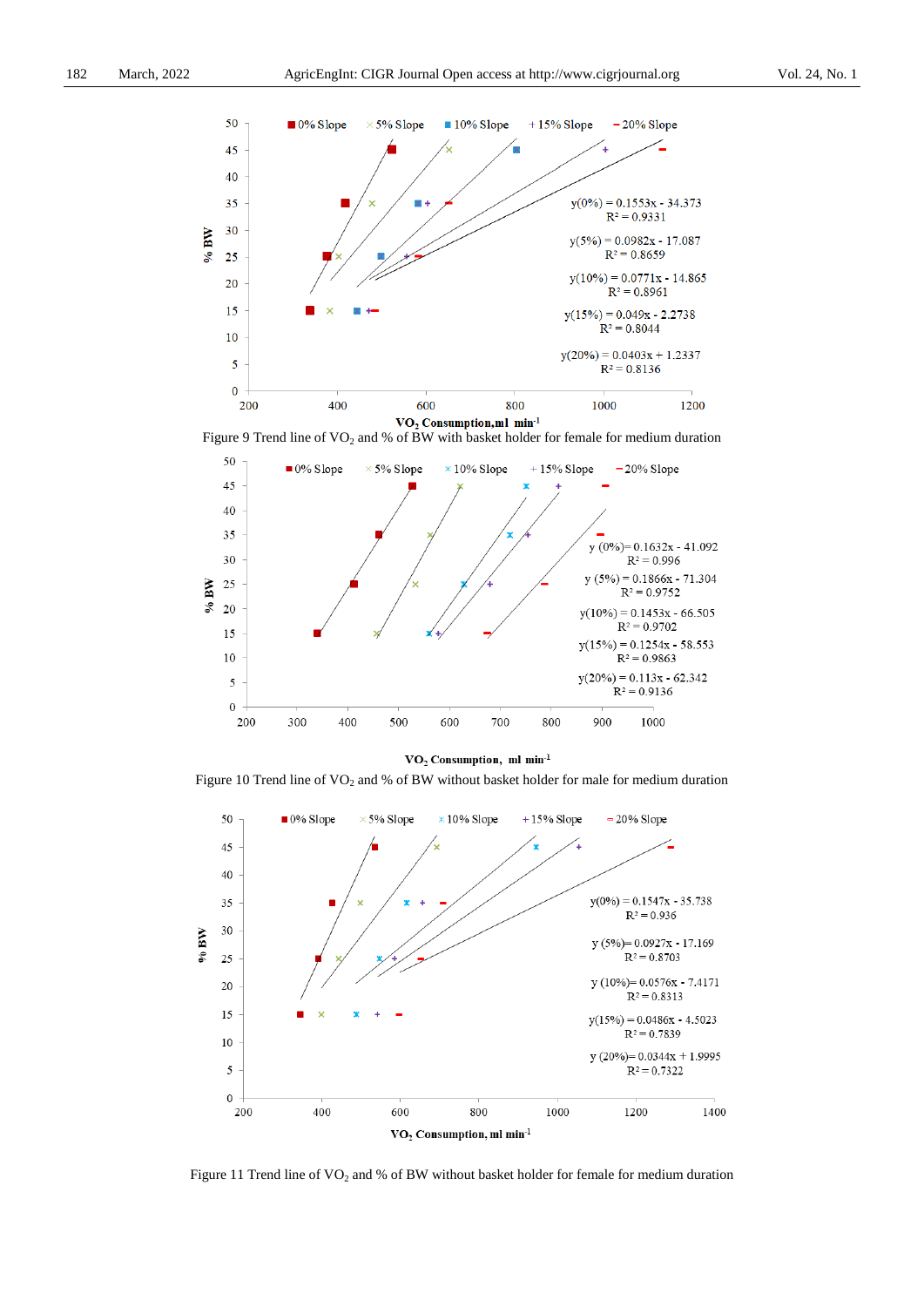Figure 9 Trend line of $VO_2$ and % of BW with basket holder for female for medium duration

Figure 10 Trend line of $VO_2$ and % of BW without basket holder for male for medium duration

Figure 11 Trend line of $VO_2$ and % of BW without basket holder for female for medium duration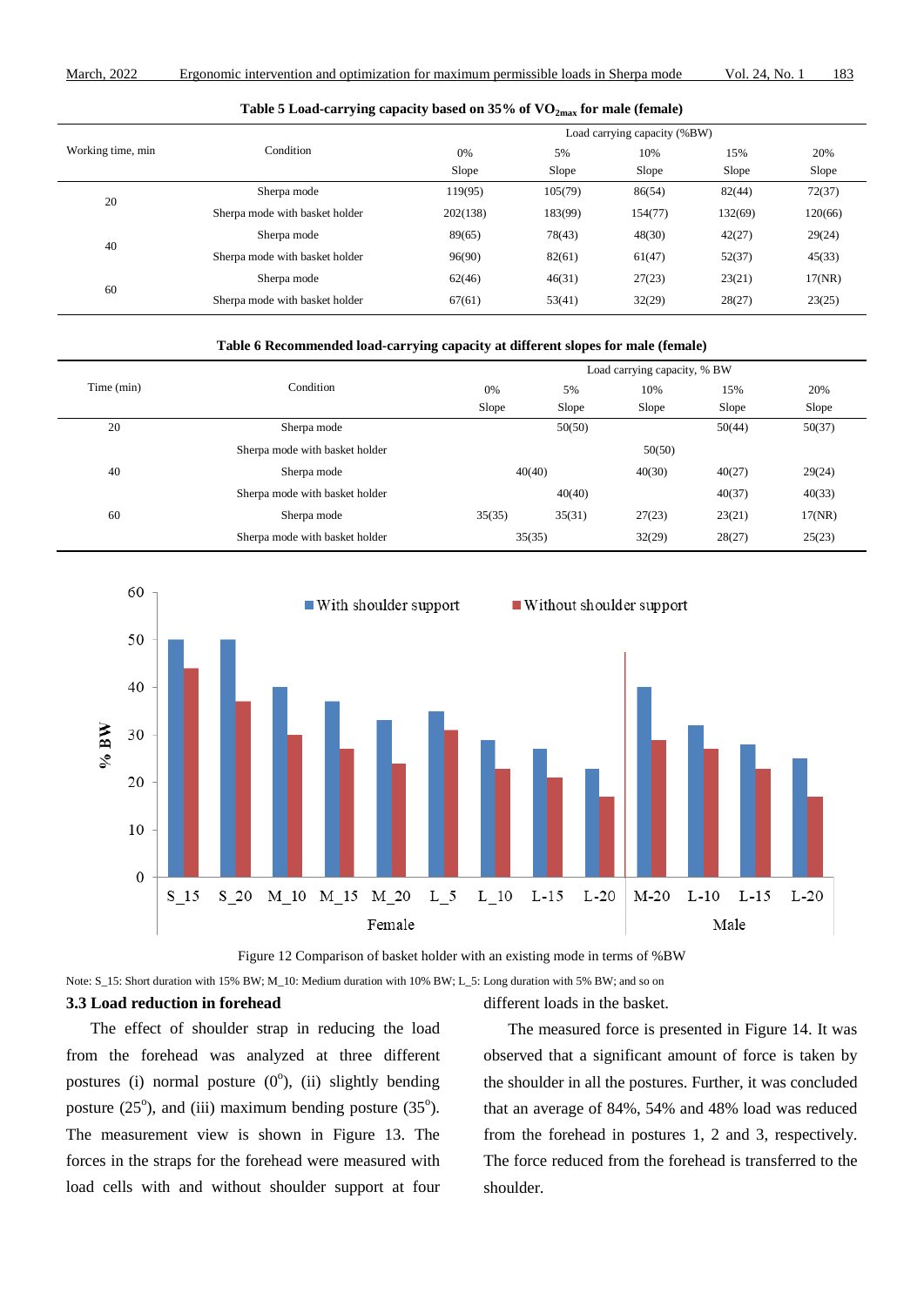**Table 5 Load-carrying capacity based on 35% of $VO_{2max}$ for male (female)**

| Working time, min | Condition | Load carrying capacity (%BW) | | | | |
|---|---|---|---|---|---|---|
| | | 0% Slope | 5% Slope | 10% Slope | 15% Slope | 20% Slope |
| 20 | Sherpa mode | 119(95) | 105(79) | 86(54) | 82(44) | 72(37) |
| | Sherpa mode with basket holder | 202(138) | 183(99) | 154(77) | 132(69) | 120(66) |
| 40 | Sherpa mode | 89(65) | 78(43) | 48(30) | 42(27) | 29(24) |
| | Sherpa mode with basket holder | 96(90) | 82(61) | 61(47) | 52(37) | 45(33) |
| 60 | Sherpa mode | 62(46) | 46(31) | 27(23) | 23(21) | 17(NR) |
| | Sherpa mode with basket holder | 67(61) | 53(41) | 32(29) | 28(27) | 23(25) |

**Table 6 Recommended load-carrying capacity at different slopes for male (female)**

| Time (min) | Condition | Load carrying capacity, % BW | | | | |
|---|---|---|---|---|---|---|
| | | 0% Slope | 5% Slope | 10% Slope | 15% Slope | 20% Slope |
| 20 | Sherpa mode | 50(50) | | | 50(44) | 50(37) |
| | Sherpa mode with basket holder | 50(50) | | | | |
| 40 | Sherpa mode | 40(40) | | 40(30) | 40(27) | 29(24) |
| | Sherpa mode with basket holder | 40(40) | | | 40(37) | 40(33) |
| 60 | Sherpa mode | 35(35) | 35(31) | 27(23) | 23(21) | 17(NR) |
| | Sherpa mode with basket holder | 35(35) | | 32(29) | 28(27) | 25(23) |

Figure 12 Comparison of basket holder with an existing mode in terms of %BW

Note: S_15: Short duration with 15% BW; M_10: Medium duration with 10% BW; L_5: Long duration with 5% BW; and so on

### 3.3 Load reduction in forehead

The effect of shoulder strap in reducing the load from the forehead was analyzed at three different postures (i) normal posture (0°), (ii) slightly bending posture (25°), and (iii) maximum bending posture (35°). The measurement view is shown in Figure 13. The forces in the straps for the forehead were measured with load cells with and without shoulder support at four different loads in the basket.

The measured force is presented in Figure 14. It was observed that a significant amount of force is taken by the shoulder in all the postures. Further, it was concluded that an average of 84%, 54% and 48% load was reduced from the forehead in postures 1, 2 and 3, respectively. The force reduced from the forehead is transferred to the shoulder.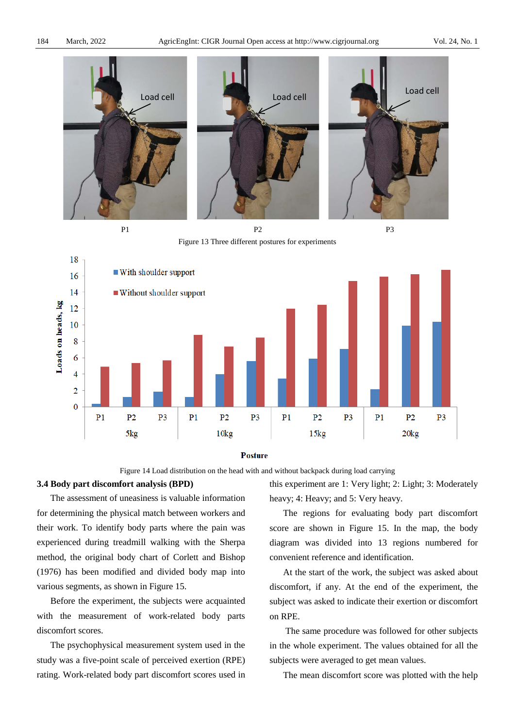P1 P2 P3

Figure 13 Three different postures for experiments

Figure 14 Load distribution on the head with and without backpack during load carrying

### 3.4 Body part discomfort analysis (BPD)

The assessment of uneasiness is valuable information for determining the physical match between workers and their work. To identify body parts where the pain was experienced during treadmill walking with the Sherpa method, the original body chart of Corlett and Bishop (1976) has been modified and divided body map into various segments, as shown in Figure 15.

Before the experiment, the subjects were acquainted with the measurement of work-related body parts discomfort scores.

The psychophysical measurement system used in the study was a five-point scale of perceived exertion (RPE) rating. Work-related body part discomfort scores used in this experiment are 1: Very light; 2: Light; 3: Moderately heavy; 4: Heavy; and 5: Very heavy.

The regions for evaluating body part discomfort score are shown in Figure 15. In the map, the body diagram was divided into 13 regions numbered for convenient reference and identification.

At the start of the work, the subject was asked about discomfort, if any. At the end of the experiment, the subject was asked to indicate their exertion or discomfort on RPE.

The same procedure was followed for other subjects in the whole experiment. The values obtained for all the subjects were averaged to get mean values.

The mean discomfort score was plotted with the help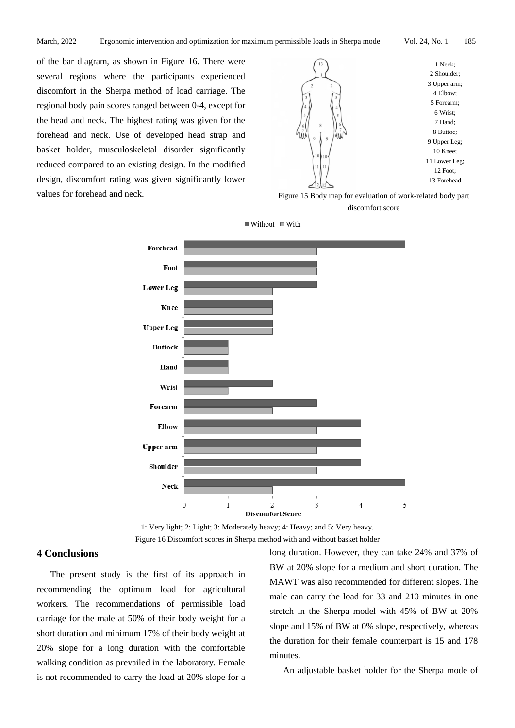of the bar diagram, as shown in Figure 16. There were several regions where the participants experienced discomfort in the Sherpa method of load carriage. The regional body pain scores ranged between 0-4, except for the head and neck. The highest rating was given for the forehead and neck. Use of developed head strap and basket holder, musculoskeletal disorder significantly reduced compared to an existing design. In the modified design, discomfort rating was given significantly lower values for forehead and neck.

1 Neck;
2 Shoulder;
3 Upper arm;
4 Elbow;
5 Forearm;
6 Wrist;
7 Hand;
8 Buttoc;
9 Upper Leg;
10 Knee;
11 Lower Leg;
12 Foot;
13 Forehead

Figure 15 Body map for evaluation of work-related body part discomfort score

| Body part | Without | With |
|---|---|---|
| Forehead | 5 | 3 |
| Foot | 3 | 3 |
| Lower Leg | 3 | 2 |
| Knee | 2 | 2 |
| Upper Leg | 2 | 2 |
| Buttock | 1 | 1 |
| Hand | 1 | 1 |
| Wrist | 2 | 1 |
| Forearm | 3 | 2 |
| Elbow | 4 | 3 |
| Upper arm | 4 | 3 |
| Shoulder | 4 | 3 |
| Neck | 5 | 2 |

1: Very light; 2: Light; 3: Moderately heavy; 4: Heavy; and 5: Very heavy.

Figure 16 Discomfort scores in Sherpa method with and without basket holder

## 4 Conclusions

The present study is the first of its approach in recommending the optimum load for agricultural workers. The recommendations of permissible load carriage for the male at 50% of their body weight for a short duration and minimum 17% of their body weight at 20% slope for a long duration with the comfortable walking condition as prevailed in the laboratory. Female is not recommended to carry the load at 20% slope for a long duration. However, they can take 24% and 37% of BW at 20% slope for a medium and short duration. The MAWT was also recommended for different slopes. The male can carry the load for 33 and 210 minutes in one stretch in the Sherpa model with 45% of BW at 20% slope and 15% of BW at 0% slope, respectively, whereas the duration for their female counterpart is 15 and 178 minutes.

An adjustable basket holder for the Sherpa mode of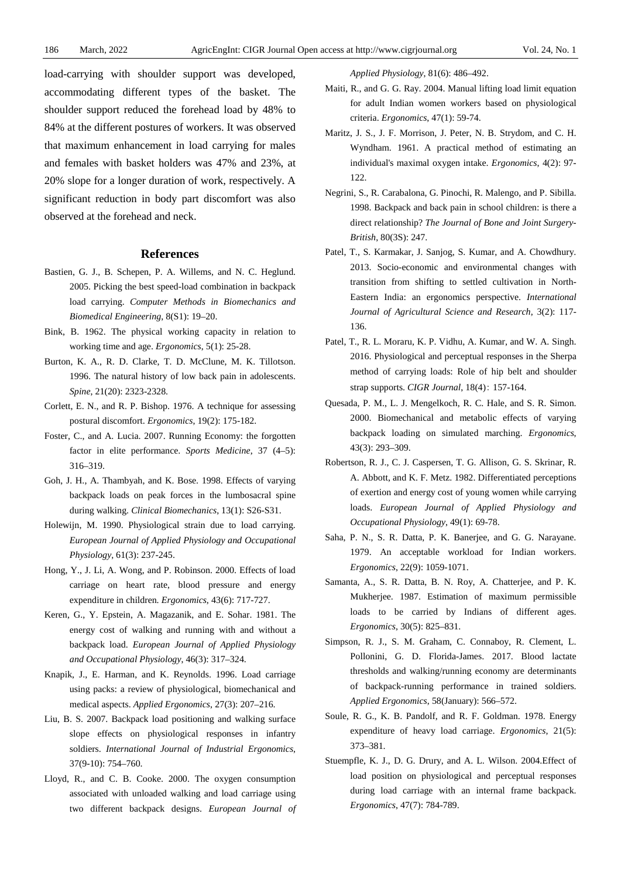load-carrying with shoulder support was developed, accommodating different types of the basket. The shoulder support reduced the forehead load by 48% to 84% at the different postures of workers. It was observed that maximum enhancement in load carrying for males and females with basket holders was 47% and 23%, at 20% slope for a longer duration of work, respectively. A significant reduction in body part discomfort was also observed at the forehead and neck.

## References

Bastien, G. J., B. Schepen, P. A. Willems, and N. C. Heglund. 2005. Picking the best speed-load combination in backpack load carrying. *Computer Methods in Biomechanics and Biomedical Engineering*, 8(S1): 19–20.

Bink, B. 1962. The physical working capacity in relation to working time and age. *Ergonomics*, 5(1): 25-28.

Burton, K. A., R. D. Clarke, T. D. McClune, M. K. Tillotson. 1996. The natural history of low back pain in adolescents. *Spine*, 21(20): 2323-2328.

Corlett, E. N., and R. P. Bishop. 1976. A technique for assessing postural discomfort. *Ergonomics*, 19(2): 175-182.

Foster, C., and A. Lucia. 2007. Running Economy: the forgotten factor in elite performance. *Sports Medicine*, 37 (4–5): 316–319.

Goh, J. H., A. Thambyah, and K. Bose. 1998. Effects of varying backpack loads on peak forces in the lumbosacral spine during walking. *Clinical Biomechanics*, 13(1): S26-S31.

Holewijn, M. 1990. Physiological strain due to load carrying. *European Journal of Applied Physiology and Occupational Physiology*, 61(3): 237-245.

Hong, Y., J. Li, A. Wong, and P. Robinson. 2000. Effects of load carriage on heart rate, blood pressure and energy expenditure in children. *Ergonomics*, 43(6): 717-727.

Keren, G., Y. Epstein, A. Magazanik, and E. Sohar. 1981. The energy cost of walking and running with and without a backpack load. *European Journal of Applied Physiology and Occupational Physiology*, 46(3): 317–324.

Knapik, J., E. Harman, and K. Reynolds. 1996. Load carriage using packs: a review of physiological, biomechanical and medical aspects. *Applied Ergonomics*, 27(3): 207–216.

Liu, B. S. 2007. Backpack load positioning and walking surface slope effects on physiological responses in infantry soldiers. *International Journal of Industrial Ergonomics*, 37(9-10): 754–760.

Lloyd, R., and C. B. Cooke. 2000. The oxygen consumption associated with unloaded walking and load carriage using two different backpack designs. *European Journal of Applied Physiology*, 81(6): 486–492.

Maiti, R., and G. G. Ray. 2004. Manual lifting load limit equation for adult Indian women workers based on physiological criteria. *Ergonomics*, 47(1): 59-74.

Maritz, J. S., J. F. Morrison, J. Peter, N. B. Strydom, and C. H. Wyndham. 1961. A practical method of estimating an individual's maximal oxygen intake. *Ergonomics*, 4(2): 97-122.

Negrini, S., R. Carabalona, G. Pinochi, R. Malengo, and P. Sibilla. 1998. Backpack and back pain in school children: is there a direct relationship? *The Journal of Bone and Joint Surgery-British*, 80(3S): 247.

Patel, T., S. Karmakar, J. Sanjog, S. Kumar, and A. Chowdhury. 2013. Socio-economic and environmental changes with transition from shifting to settled cultivation in North-Eastern India: an ergonomics perspective. *International Journal of Agricultural Science and Research*, 3(2): 117-136.

Patel, T., R. L. Moraru, K. P. Vidhu, A. Kumar, and W. A. Singh. 2016. Physiological and perceptual responses in the Sherpa method of carrying loads: Role of hip belt and shoulder strap supports. *CIGR Journal*, 18(4)：157-164.

Quesada, P. M., L. J. Mengelkoch, R. C. Hale, and S. R. Simon. 2000. Biomechanical and metabolic effects of varying backpack loading on simulated marching. *Ergonomics*, 43(3): 293–309.

Robertson, R. J., C. J. Caspersen, T. G. Allison, G. S. Skrinar, R. A. Abbott, and K. F. Metz. 1982. Differentiated perceptions of exertion and energy cost of young women while carrying loads. *European Journal of Applied Physiology and Occupational Physiology*, 49(1): 69-78.

Saha, P. N., S. R. Datta, P. K. Banerjee, and G. G. Narayane. 1979. An acceptable workload for Indian workers. *Ergonomics*, 22(9): 1059-1071.

Samanta, A., S. R. Datta, B. N. Roy, A. Chatterjee, and P. K. Mukherjee. 1987. Estimation of maximum permissible loads to be carried by Indians of different ages. *Ergonomics*, 30(5): 825–831.

Simpson, R. J., S. M. Graham, C. Connaboy, R. Clement, L. Pollonini, G. D. Florida-James. 2017. Blood lactate thresholds and walking/running economy are determinants of backpack-running performance in trained soldiers. *Applied Ergonomics*, 58(January): 566–572.

Soule, R. G., K. B. Pandolf, and R. F. Goldman. 1978. Energy expenditure of heavy load carriage. *Ergonomics*, 21(5): 373–381.

Stuempfle, K. J., D. G. Drury, and A. L. Wilson. 2004.Effect of load position on physiological and perceptual responses during load carriage with an internal frame backpack. *Ergonomics*, 47(7): 784-789.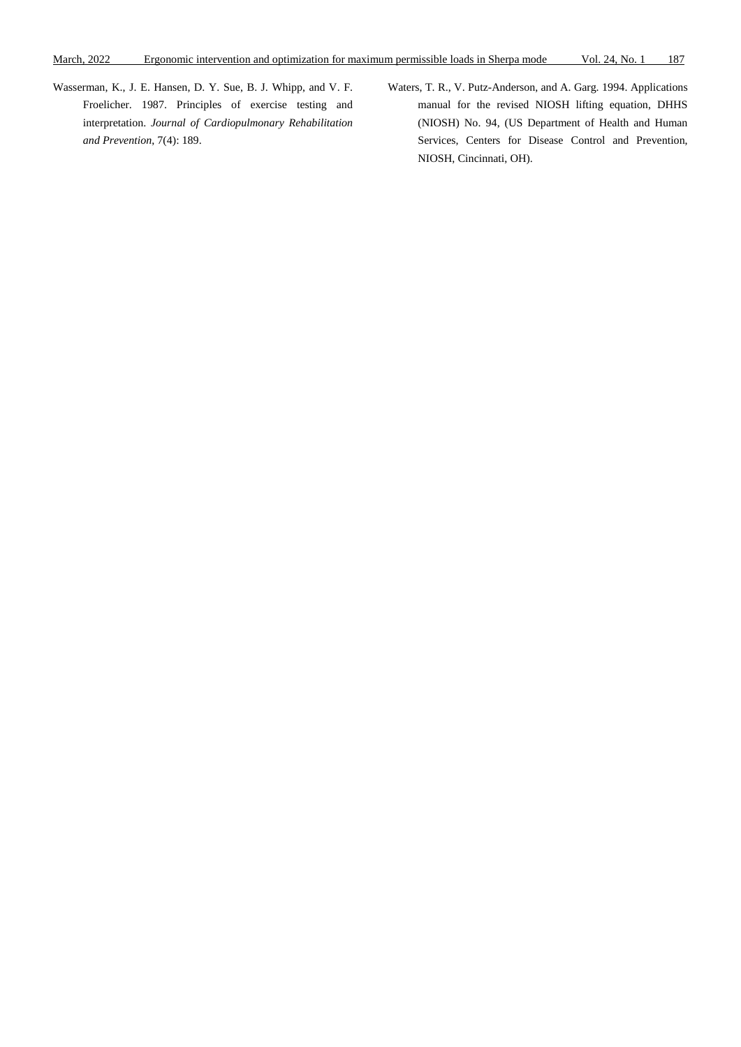Wasserman, K., J. E. Hansen, D. Y. Sue, B. J. Whipp, and V. F. Froelicher. 1987. Principles of exercise testing and interpretation. *Journal of Cardiopulmonary Rehabilitation and Prevention*, 7(4): 189.

Waters, T. R., V. Putz-Anderson, and A. Garg. 1994. Applications manual for the revised NIOSH lifting equation, DHHS (NIOSH) No. 94, (US Department of Health and Human Services, Centers for Disease Control and Prevention, NIOSH, Cincinnati, OH).